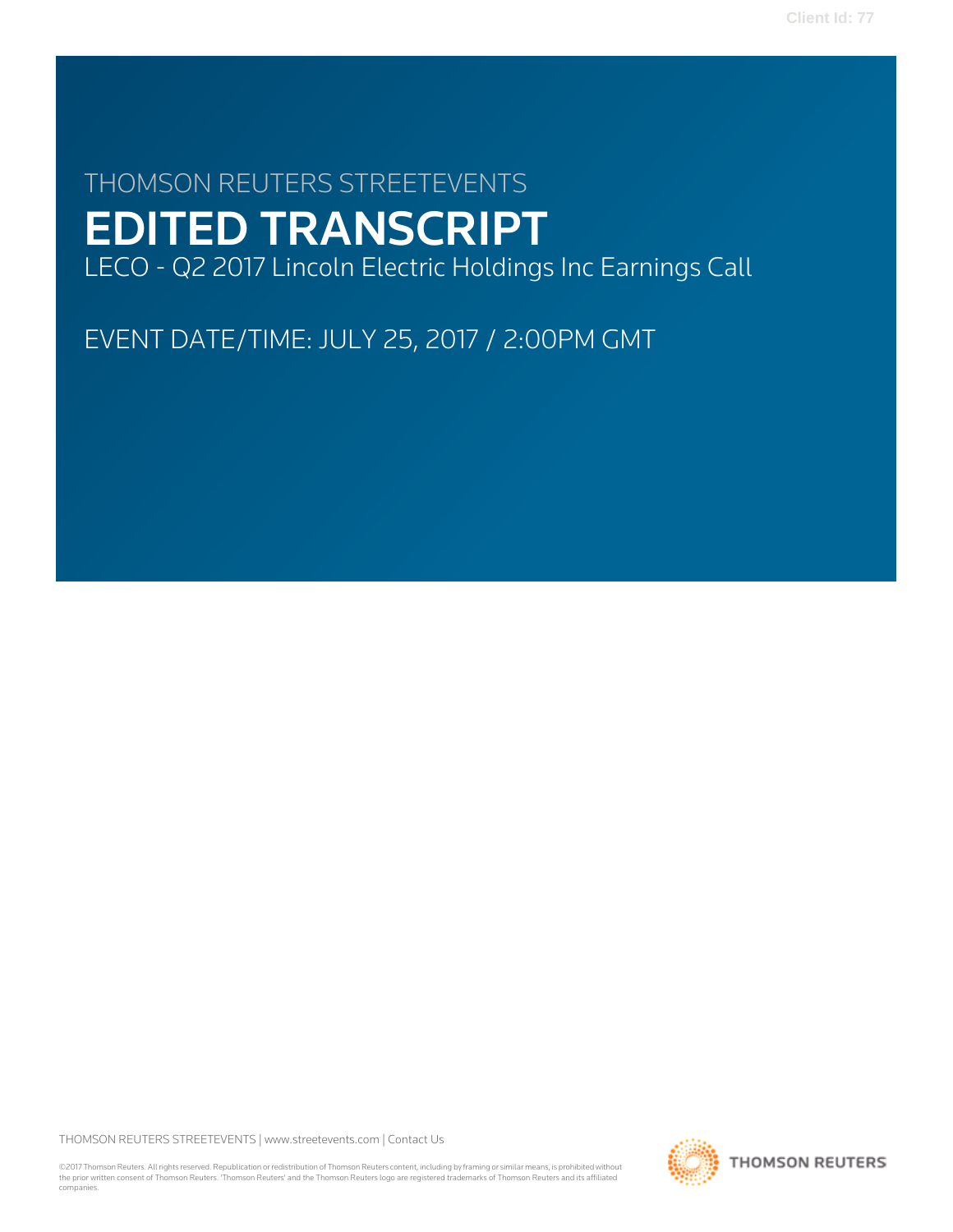THOMSON REUTERS STREETEVENTS

# EDITED TRANSCRIPT

LECO - Q2 2017 Lincoln Electric Holdings Inc Earnings Call

EVENT DATE/TIME: JULY 25, 2017 / 2:00PM GMT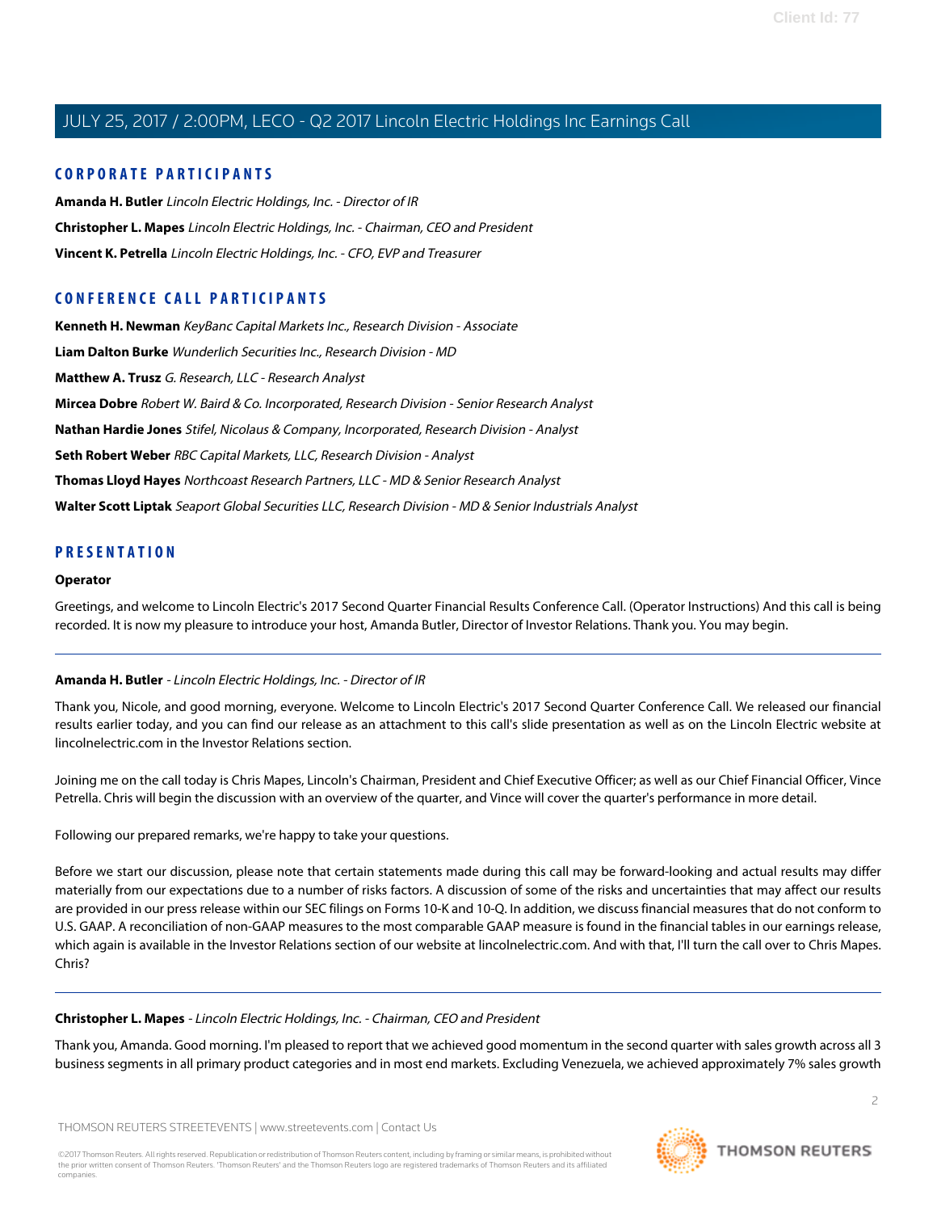## CORPORATE PARTICIPANTS

**Amanda H. Butler** *Lincoln Electric Holdings, Inc. - Director of IR*

**Christopher L. Mapes** *Lincoln Electric Holdings, Inc. - Chairman, CEO and President*

**Vincent K. Petrella** *Lincoln Electric Holdings, Inc. - CFO, EVP and Treasurer*

## CONFERENCE CALL PARTICIPANTS

**Kenneth H. Newman** *KeyBanc Capital Markets Inc., Research Division - Associate*

**Liam Dalton Burke** *Wunderlich Securities Inc., Research Division - MD*

**Matthew A. Trusz** *G. Research, LLC - Research Analyst*

**Mircea Dobre** *Robert W. Baird & Co. Incorporated, Research Division - Senior Research Analyst*

**Nathan Hardie Jones** *Stifel, Nicolaus & Company, Incorporated, Research Division - Analyst*

**Seth Robert Weber** *RBC Capital Markets, LLC, Research Division - Analyst*

**Thomas Lloyd Hayes** *Northcoast Research Partners, LLC - MD & Senior Research Analyst*

**Walter Scott Liptak** *Seaport Global Securities LLC, Research Division - MD & Senior Industrials Analyst*

## PRESENTATION

**Operator**

Greetings, and welcome to Lincoln Electric's 2017 Second Quarter Financial Results Conference Call. (Operator Instructions) And this call is being recorded. It is now my pleasure to introduce your host, Amanda Butler, Director of Investor Relations. Thank you. You may begin.

---

**Amanda H. Butler** - *Lincoln Electric Holdings, Inc. - Director of IR*

Thank you, Nicole, and good morning, everyone. Welcome to Lincoln Electric's 2017 Second Quarter Conference Call. We released our financial results earlier today, and you can find our release as an attachment to this call's slide presentation as well as on the Lincoln Electric website at lincolnelectric.com in the Investor Relations section.

Joining me on the call today is Chris Mapes, Lincoln's Chairman, President and Chief Executive Officer; as well as our Chief Financial Officer, Vince Petrella. Chris will begin the discussion with an overview of the quarter, and Vince will cover the quarter's performance in more detail.

Following our prepared remarks, we're happy to take your questions.

Before we start our discussion, please note that certain statements made during this call may be forward-looking and actual results may differ materially from our expectations due to a number of risks factors. A discussion of some of the risks and uncertainties that may affect our results are provided in our press release within our SEC filings on Forms 10-K and 10-Q. In addition, we discuss financial measures that do not conform to U.S. GAAP. A reconciliation of non-GAAP measures to the most comparable GAAP measure is found in the financial tables in our earnings release, which again is available in the Investor Relations section of our website at lincolnelectric.com. And with that, I'll turn the call over to Chris Mapes. Chris?

---

**Christopher L. Mapes** - *Lincoln Electric Holdings, Inc. - Chairman, CEO and President*

Thank you, Amanda. Good morning. I'm pleased to report that we achieved good momentum in the second quarter with sales growth across all 3 business segments in all primary product categories and in most end markets. Excluding Venezuela, we achieved approximately 7% sales growth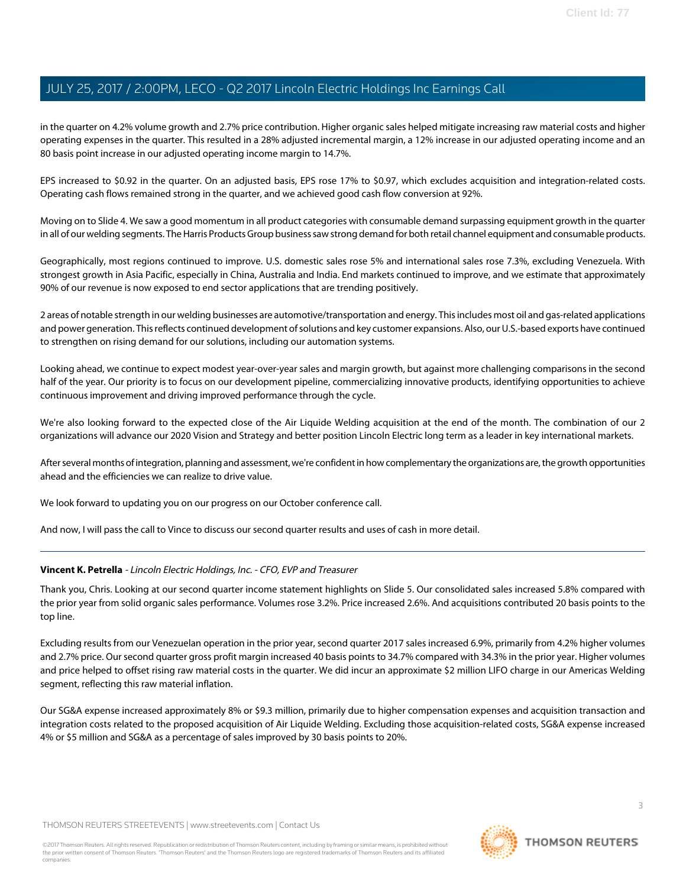in the quarter on 4.2% volume growth and 2.7% price contribution. Higher organic sales helped mitigate increasing raw material costs and higher operating expenses in the quarter. This resulted in a 28% adjusted incremental margin, a 12% increase in our adjusted operating income and an 80 basis point increase in our adjusted operating income margin to 14.7%.

EPS increased to $0.92 in the quarter. On an adjusted basis, EPS rose 17% to $0.97, which excludes acquisition and integration-related costs. Operating cash flows remained strong in the quarter, and we achieved good cash flow conversion at 92%.

Moving on to Slide 4. We saw a good momentum in all product categories with consumable demand surpassing equipment growth in the quarter in all of our welding segments. The Harris Products Group business saw strong demand for both retail channel equipment and consumable products.

Geographically, most regions continued to improve. U.S. domestic sales rose 5% and international sales rose 7.3%, excluding Venezuela. With strongest growth in Asia Pacific, especially in China, Australia and India. End markets continued to improve, and we estimate that approximately 90% of our revenue is now exposed to end sector applications that are trending positively.

2 areas of notable strength in our welding businesses are automotive/transportation and energy. This includes most oil and gas-related applications and power generation. This reflects continued development of solutions and key customer expansions. Also, our U.S.-based exports have continued to strengthen on rising demand for our solutions, including our automation systems.

Looking ahead, we continue to expect modest year-over-year sales and margin growth, but against more challenging comparisons in the second half of the year. Our priority is to focus on our development pipeline, commercializing innovative products, identifying opportunities to achieve continuous improvement and driving improved performance through the cycle.

We're also looking forward to the expected close of the Air Liquide Welding acquisition at the end of the month. The combination of our 2 organizations will advance our 2020 Vision and Strategy and better position Lincoln Electric long term as a leader in key international markets.

After several months of integration, planning and assessment, we're confident in how complementary the organizations are, the growth opportunities ahead and the efficiencies we can realize to drive value.

We look forward to updating you on our progress on our October conference call.

And now, I will pass the call to Vince to discuss our second quarter results and uses of cash in more detail.

---

**Vincent K. Petrella** - *Lincoln Electric Holdings, Inc. - CFO, EVP and Treasurer*

Thank you, Chris. Looking at our second quarter income statement highlights on Slide 5. Our consolidated sales increased 5.8% compared with the prior year from solid organic sales performance. Volumes rose 3.2%. Price increased 2.6%. And acquisitions contributed 20 basis points to the top line.

Excluding results from our Venezuelan operation in the prior year, second quarter 2017 sales increased 6.9%, primarily from 4.2% higher volumes and 2.7% price. Our second quarter gross profit margin increased 40 basis points to 34.7% compared with 34.3% in the prior year. Higher volumes and price helped to offset rising raw material costs in the quarter. We did incur an approximate $2 million LIFO charge in our Americas Welding segment, reflecting this raw material inflation.

Our SG&A expense increased approximately 8% or $9.3 million, primarily due to higher compensation expenses and acquisition transaction and integration costs related to the proposed acquisition of Air Liquide Welding. Excluding those acquisition-related costs, SG&A expense increased 4% or $5 million and SG&A as a percentage of sales improved by 30 basis points to 20%.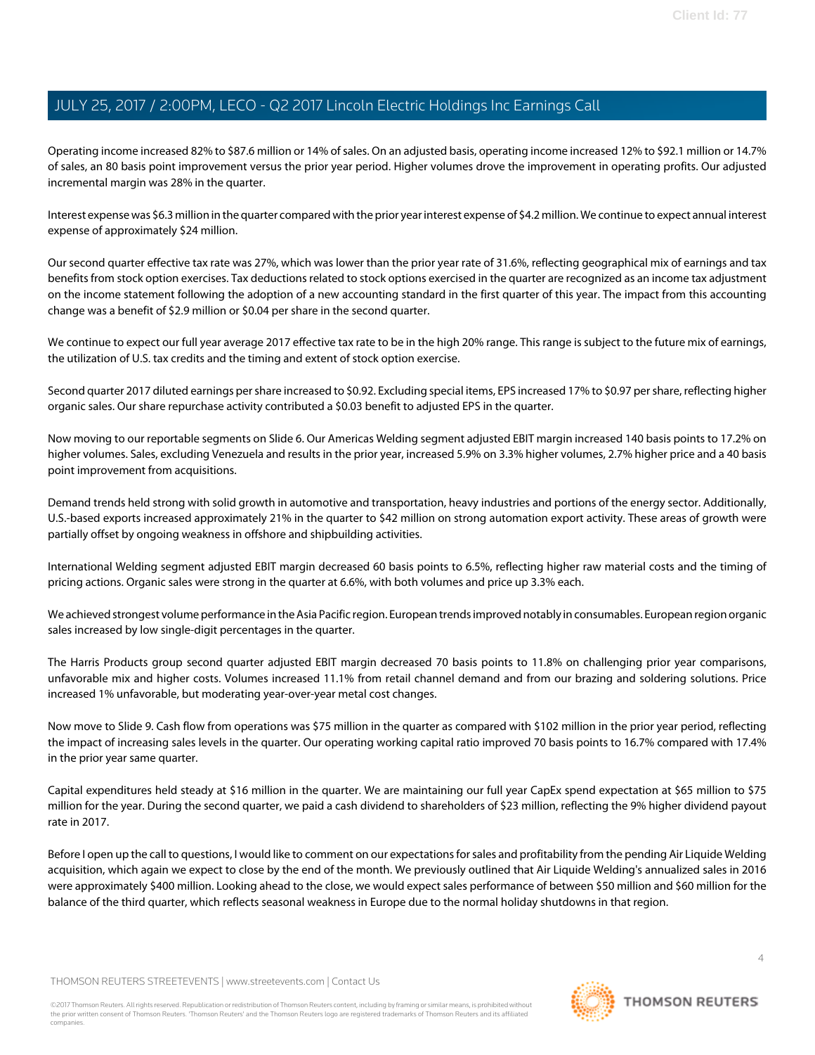Operating income increased 82% to $87.6 million or 14% of sales. On an adjusted basis, operating income increased 12% to $92.1 million or 14.7% of sales, an 80 basis point improvement versus the prior year period. Higher volumes drove the improvement in operating profits. Our adjusted incremental margin was 28% in the quarter.

Interest expense was $6.3 million in the quarter compared with the prior year interest expense of $4.2 million. We continue to expect annual interest expense of approximately $24 million.

Our second quarter effective tax rate was 27%, which was lower than the prior year rate of 31.6%, reflecting geographical mix of earnings and tax benefits from stock option exercises. Tax deductions related to stock options exercised in the quarter are recognized as an income tax adjustment on the income statement following the adoption of a new accounting standard in the first quarter of this year. The impact from this accounting change was a benefit of $2.9 million or $0.04 per share in the second quarter.

We continue to expect our full year average 2017 effective tax rate to be in the high 20% range. This range is subject to the future mix of earnings, the utilization of U.S. tax credits and the timing and extent of stock option exercise.

Second quarter 2017 diluted earnings per share increased to $0.92. Excluding special items, EPS increased 17% to $0.97 per share, reflecting higher organic sales. Our share repurchase activity contributed a $0.03 benefit to adjusted EPS in the quarter.

Now moving to our reportable segments on Slide 6. Our Americas Welding segment adjusted EBIT margin increased 140 basis points to 17.2% on higher volumes. Sales, excluding Venezuela and results in the prior year, increased 5.9% on 3.3% higher volumes, 2.7% higher price and a 40 basis point improvement from acquisitions.

Demand trends held strong with solid growth in automotive and transportation, heavy industries and portions of the energy sector. Additionally, U.S.-based exports increased approximately 21% in the quarter to $42 million on strong automation export activity. These areas of growth were partially offset by ongoing weakness in offshore and shipbuilding activities.

International Welding segment adjusted EBIT margin decreased 60 basis points to 6.5%, reflecting higher raw material costs and the timing of pricing actions. Organic sales were strong in the quarter at 6.6%, with both volumes and price up 3.3% each.

We achieved strongest volume performance in the Asia Pacific region. European trends improved notably in consumables. European region organic sales increased by low single-digit percentages in the quarter.

The Harris Products group second quarter adjusted EBIT margin decreased 70 basis points to 11.8% on challenging prior year comparisons, unfavorable mix and higher costs. Volumes increased 11.1% from retail channel demand and from our brazing and soldering solutions. Price increased 1% unfavorable, but moderating year-over-year metal cost changes.

Now move to Slide 9. Cash flow from operations was $75 million in the quarter as compared with $102 million in the prior year period, reflecting the impact of increasing sales levels in the quarter. Our operating working capital ratio improved 70 basis points to 16.7% compared with 17.4% in the prior year same quarter.

Capital expenditures held steady at $16 million in the quarter. We are maintaining our full year CapEx spend expectation at $65 million to $75 million for the year. During the second quarter, we paid a cash dividend to shareholders of $23 million, reflecting the 9% higher dividend payout rate in 2017.

Before I open up the call to questions, I would like to comment on our expectations for sales and profitability from the pending Air Liquide Welding acquisition, which again we expect to close by the end of the month. We previously outlined that Air Liquide Welding's annualized sales in 2016 were approximately $400 million. Looking ahead to the close, we would expect sales performance of between $50 million and $60 million for the balance of the third quarter, which reflects seasonal weakness in Europe due to the normal holiday shutdowns in that region.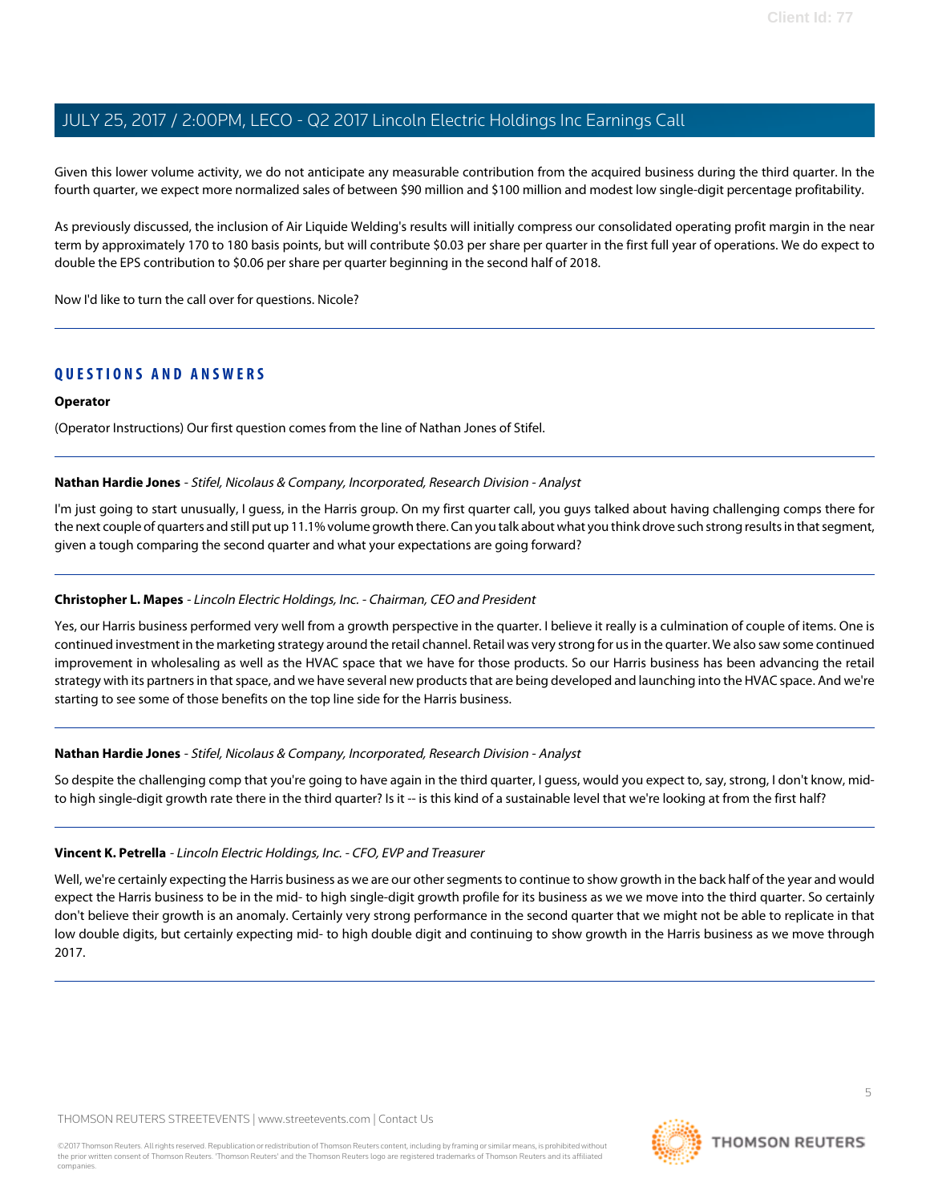Given this lower volume activity, we do not anticipate any measurable contribution from the acquired business during the third quarter. In the fourth quarter, we expect more normalized sales of between $90 million and $100 million and modest low single-digit percentage profitability.

As previously discussed, the inclusion of Air Liquide Welding's results will initially compress our consolidated operating profit margin in the near term by approximately 170 to 180 basis points, but will contribute $0.03 per share per quarter in the first full year of operations. We do expect to double the EPS contribution to $0.06 per share per quarter beginning in the second half of 2018.

Now I'd like to turn the call over for questions. Nicole?

## QUESTIONS AND ANSWERS

**Operator**

(Operator Instructions) Our first question comes from the line of Nathan Jones of Stifel.

**Nathan Hardie Jones** - *Stifel, Nicolaus & Company, Incorporated, Research Division - Analyst*

I'm just going to start unusually, I guess, in the Harris group. On my first quarter call, you guys talked about having challenging comps there for the next couple of quarters and still put up 11.1% volume growth there. Can you talk about what you think drove such strong results in that segment, given a tough comparing the second quarter and what your expectations are going forward?

**Christopher L. Mapes** - *Lincoln Electric Holdings, Inc. - Chairman, CEO and President*

Yes, our Harris business performed very well from a growth perspective in the quarter. I believe it really is a culmination of couple of items. One is continued investment in the marketing strategy around the retail channel. Retail was very strong for us in the quarter. We also saw some continued improvement in wholesaling as well as the HVAC space that we have for those products. So our Harris business has been advancing the retail strategy with its partners in that space, and we have several new products that are being developed and launching into the HVAC space. And we're starting to see some of those benefits on the top line side for the Harris business.

**Nathan Hardie Jones** - *Stifel, Nicolaus & Company, Incorporated, Research Division - Analyst*

So despite the challenging comp that you're going to have again in the third quarter, I guess, would you expect to, say, strong, I don't know, mid- to high single-digit growth rate there in the third quarter? Is it -- is this kind of a sustainable level that we're looking at from the first half?

**Vincent K. Petrella** - *Lincoln Electric Holdings, Inc. - CFO, EVP and Treasurer*

Well, we're certainly expecting the Harris business as we are our other segments to continue to show growth in the back half of the year and would expect the Harris business to be in the mid- to high single-digit growth profile for its business as we we move into the third quarter. So certainly don't believe their growth is an anomaly. Certainly very strong performance in the second quarter that we might not be able to replicate in that low double digits, but certainly expecting mid- to high double digit and continuing to show growth in the Harris business as we move through 2017.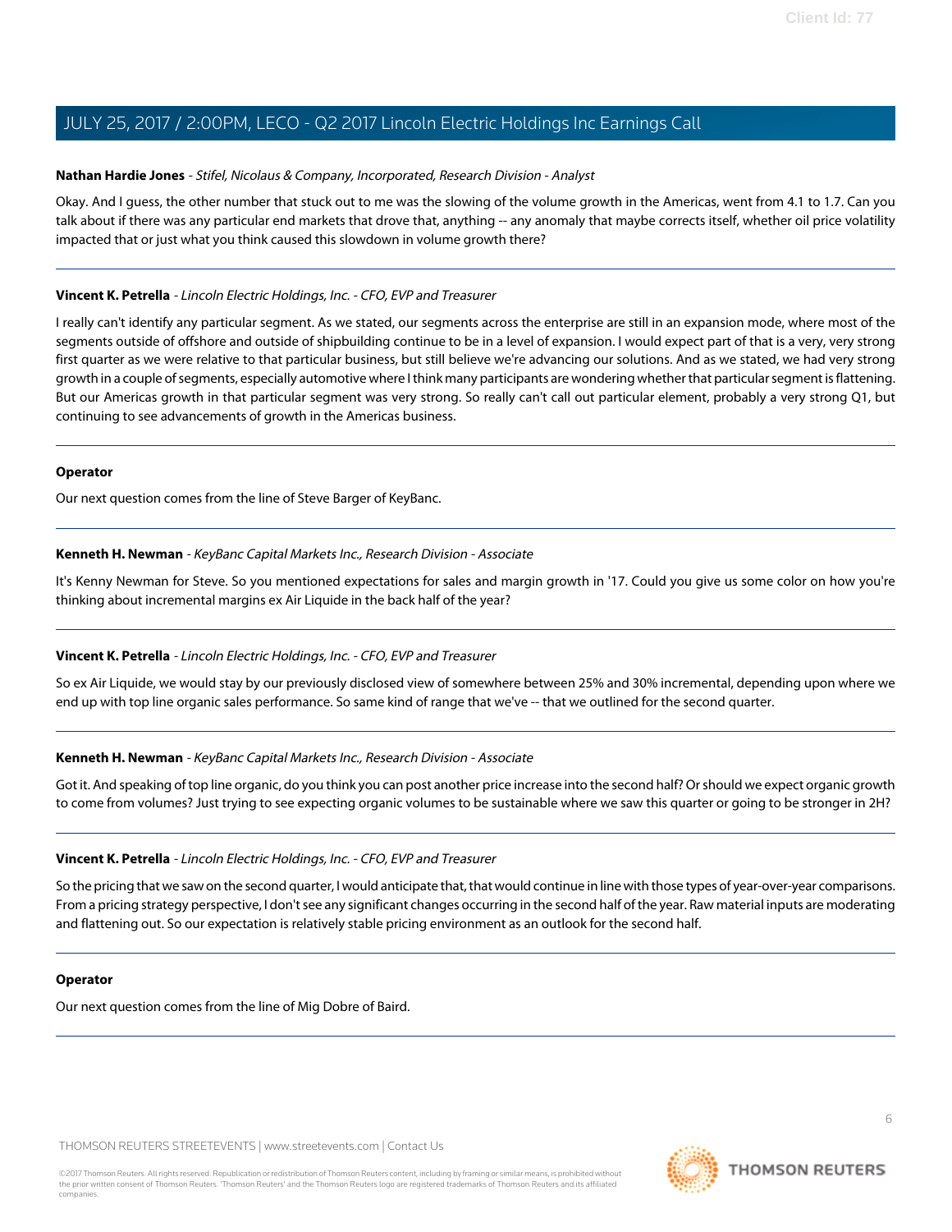**Nathan Hardie Jones** - *Stifel, Nicolaus & Company, Incorporated, Research Division - Analyst*

Okay. And I guess, the other number that stuck out to me was the slowing of the volume growth in the Americas, went from 4.1 to 1.7. Can you talk about if there was any particular end markets that drove that, anything -- any anomaly that maybe corrects itself, whether oil price volatility impacted that or just what you think caused this slowdown in volume growth there?

---

**Vincent K. Petrella** - *Lincoln Electric Holdings, Inc. - CFO, EVP and Treasurer*

I really can't identify any particular segment. As we stated, our segments across the enterprise are still in an expansion mode, where most of the segments outside of offshore and outside of shipbuilding continue to be in a level of expansion. I would expect part of that is a very, very strong first quarter as we were relative to that particular business, but still believe we're advancing our solutions. And as we stated, we had very strong growth in a couple of segments, especially automotive where I think many participants are wondering whether that particular segment is flattening. But our Americas growth in that particular segment was very strong. So really can't call out particular element, probably a very strong Q1, but continuing to see advancements of growth in the Americas business.

---

**Operator**

Our next question comes from the line of Steve Barger of KeyBanc.

---

**Kenneth H. Newman** - *KeyBanc Capital Markets Inc., Research Division - Associate*

It's Kenny Newman for Steve. So you mentioned expectations for sales and margin growth in '17. Could you give us some color on how you're thinking about incremental margins ex Air Liquide in the back half of the year?

---

**Vincent K. Petrella** - *Lincoln Electric Holdings, Inc. - CFO, EVP and Treasurer*

So ex Air Liquide, we would stay by our previously disclosed view of somewhere between 25% and 30% incremental, depending upon where we end up with top line organic sales performance. So same kind of range that we've -- that we outlined for the second quarter.

---

**Kenneth H. Newman** - *KeyBanc Capital Markets Inc., Research Division - Associate*

Got it. And speaking of top line organic, do you think you can post another price increase into the second half? Or should we expect organic growth to come from volumes? Just trying to see expecting organic volumes to be sustainable where we saw this quarter or going to be stronger in 2H?

---

**Vincent K. Petrella** - *Lincoln Electric Holdings, Inc. - CFO, EVP and Treasurer*

So the pricing that we saw on the second quarter, I would anticipate that, that would continue in line with those types of year-over-year comparisons. From a pricing strategy perspective, I don't see any significant changes occurring in the second half of the year. Raw material inputs are moderating and flattening out. So our expectation is relatively stable pricing environment as an outlook for the second half.

---

**Operator**

Our next question comes from the line of Mig Dobre of Baird.

---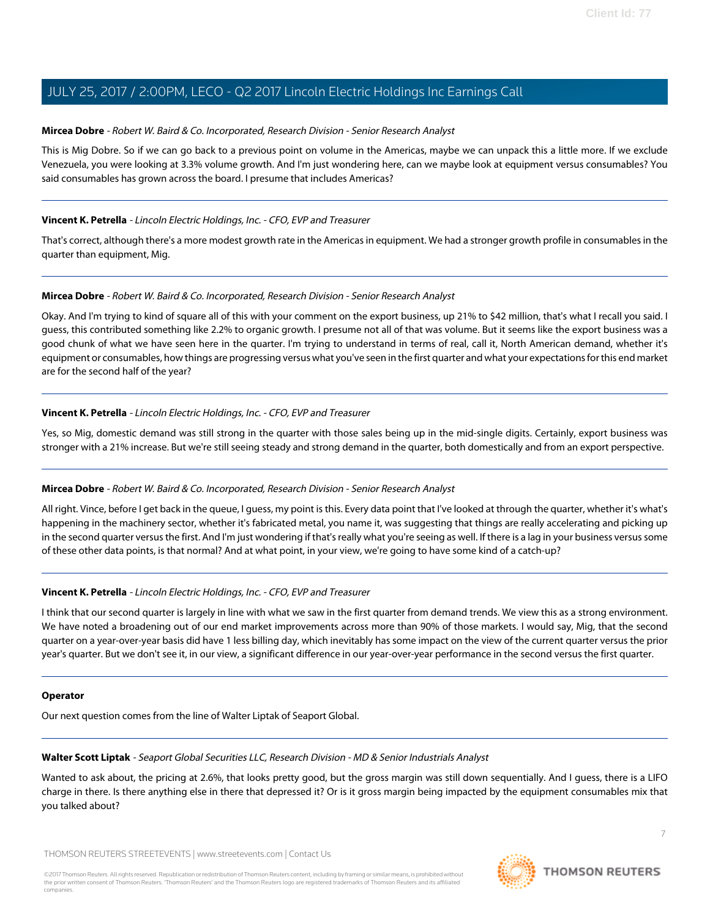**Mircea Dobre** - *Robert W. Baird & Co. Incorporated, Research Division - Senior Research Analyst*

This is Mig Dobre. So if we can go back to a previous point on volume in the Americas, maybe we can unpack this a little more. If we exclude Venezuela, you were looking at 3.3% volume growth. And I'm just wondering here, can we maybe look at equipment versus consumables? You said consumables has grown across the board. I presume that includes Americas?

---

**Vincent K. Petrella** - *Lincoln Electric Holdings, Inc. - CFO, EVP and Treasurer*

That's correct, although there's a more modest growth rate in the Americas in equipment. We had a stronger growth profile in consumables in the quarter than equipment, Mig.

---

**Mircea Dobre** - *Robert W. Baird & Co. Incorporated, Research Division - Senior Research Analyst*

Okay. And I'm trying to kind of square all of this with your comment on the export business, up 21% to $42 million, that's what I recall you said. I guess, this contributed something like 2.2% to organic growth. I presume not all of that was volume. But it seems like the export business was a good chunk of what we have seen here in the quarter. I'm trying to understand in terms of real, call it, North American demand, whether it's equipment or consumables, how things are progressing versus what you've seen in the first quarter and what your expectations for this end market are for the second half of the year?

---

**Vincent K. Petrella** - *Lincoln Electric Holdings, Inc. - CFO, EVP and Treasurer*

Yes, so Mig, domestic demand was still strong in the quarter with those sales being up in the mid-single digits. Certainly, export business was stronger with a 21% increase. But we're still seeing steady and strong demand in the quarter, both domestically and from an export perspective.

---

**Mircea Dobre** - *Robert W. Baird & Co. Incorporated, Research Division - Senior Research Analyst*

All right. Vince, before I get back in the queue, I guess, my point is this. Every data point that I've looked at through the quarter, whether it's what's happening in the machinery sector, whether it's fabricated metal, you name it, was suggesting that things are really accelerating and picking up in the second quarter versus the first. And I'm just wondering if that's really what you're seeing as well. If there is a lag in your business versus some of these other data points, is that normal? And at what point, in your view, we're going to have some kind of a catch-up?

---

**Vincent K. Petrella** - *Lincoln Electric Holdings, Inc. - CFO, EVP and Treasurer*

I think that our second quarter is largely in line with what we saw in the first quarter from demand trends. We view this as a strong environment. We have noted a broadening out of our end market improvements across more than 90% of those markets. I would say, Mig, that the second quarter on a year-over-year basis did have 1 less billing day, which inevitably has some impact on the view of the current quarter versus the prior year's quarter. But we don't see it, in our view, a significant difference in our year-over-year performance in the second versus the first quarter.

---

**Operator**

Our next question comes from the line of Walter Liptak of Seaport Global.

---

**Walter Scott Liptak** - *Seaport Global Securities LLC, Research Division - MD & Senior Industrials Analyst*

Wanted to ask about, the pricing at 2.6%, that looks pretty good, but the gross margin was still down sequentially. And I guess, there is a LIFO charge in there. Is there anything else in there that depressed it? Or is it gross margin being impacted by the equipment consumables mix that you talked about?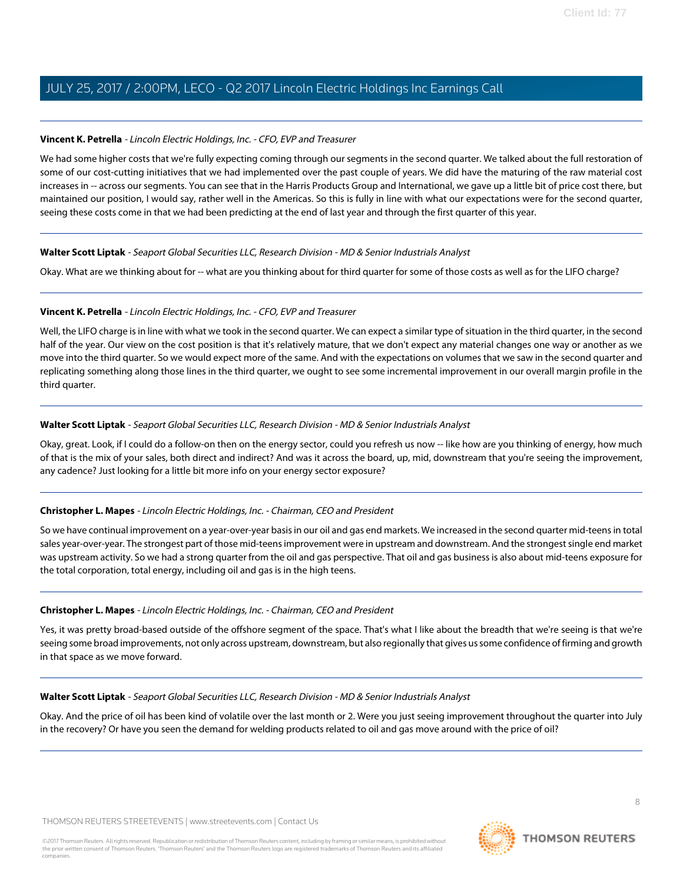**Vincent K. Petrella** - *Lincoln Electric Holdings, Inc. - CFO, EVP and Treasurer*

We had some higher costs that we're fully expecting coming through our segments in the second quarter. We talked about the full restoration of some of our cost-cutting initiatives that we had implemented over the past couple of years. We did have the maturing of the raw material cost increases in -- across our segments. You can see that in the Harris Products Group and International, we gave up a little bit of price cost there, but maintained our position, I would say, rather well in the Americas. So this is fully in line with what our expectations were for the second quarter, seeing these costs come in that we had been predicting at the end of last year and through the first quarter of this year.

---

**Walter Scott Liptak** - *Seaport Global Securities LLC, Research Division - MD & Senior Industrials Analyst*

Okay. What are we thinking about for -- what are you thinking about for third quarter for some of those costs as well as for the LIFO charge?

---

**Vincent K. Petrella** - *Lincoln Electric Holdings, Inc. - CFO, EVP and Treasurer*

Well, the LIFO charge is in line with what we took in the second quarter. We can expect a similar type of situation in the third quarter, in the second half of the year. Our view on the cost position is that it's relatively mature, that we don't expect any material changes one way or another as we move into the third quarter. So we would expect more of the same. And with the expectations on volumes that we saw in the second quarter and replicating something along those lines in the third quarter, we ought to see some incremental improvement in our overall margin profile in the third quarter.

---

**Walter Scott Liptak** - *Seaport Global Securities LLC, Research Division - MD & Senior Industrials Analyst*

Okay, great. Look, if I could do a follow-on then on the energy sector, could you refresh us now -- like how are you thinking of energy, how much of that is the mix of your sales, both direct and indirect? And was it across the board, up, mid, downstream that you're seeing the improvement, any cadence? Just looking for a little bit more info on your energy sector exposure?

---

**Christopher L. Mapes** - *Lincoln Electric Holdings, Inc. - Chairman, CEO and President*

So we have continual improvement on a year-over-year basis in our oil and gas end markets. We increased in the second quarter mid-teens in total sales year-over-year. The strongest part of those mid-teens improvement were in upstream and downstream. And the strongest single end market was upstream activity. So we had a strong quarter from the oil and gas perspective. That oil and gas business is also about mid-teens exposure for the total corporation, total energy, including oil and gas is in the high teens.

---

**Christopher L. Mapes** - *Lincoln Electric Holdings, Inc. - Chairman, CEO and President*

Yes, it was pretty broad-based outside of the offshore segment of the space. That's what I like about the breadth that we're seeing is that we're seeing some broad improvements, not only across upstream, downstream, but also regionally that gives us some confidence of firming and growth in that space as we move forward.

---

**Walter Scott Liptak** - *Seaport Global Securities LLC, Research Division - MD & Senior Industrials Analyst*

Okay. And the price of oil has been kind of volatile over the last month or 2. Were you just seeing improvement throughout the quarter into July in the recovery? Or have you seen the demand for welding products related to oil and gas move around with the price of oil?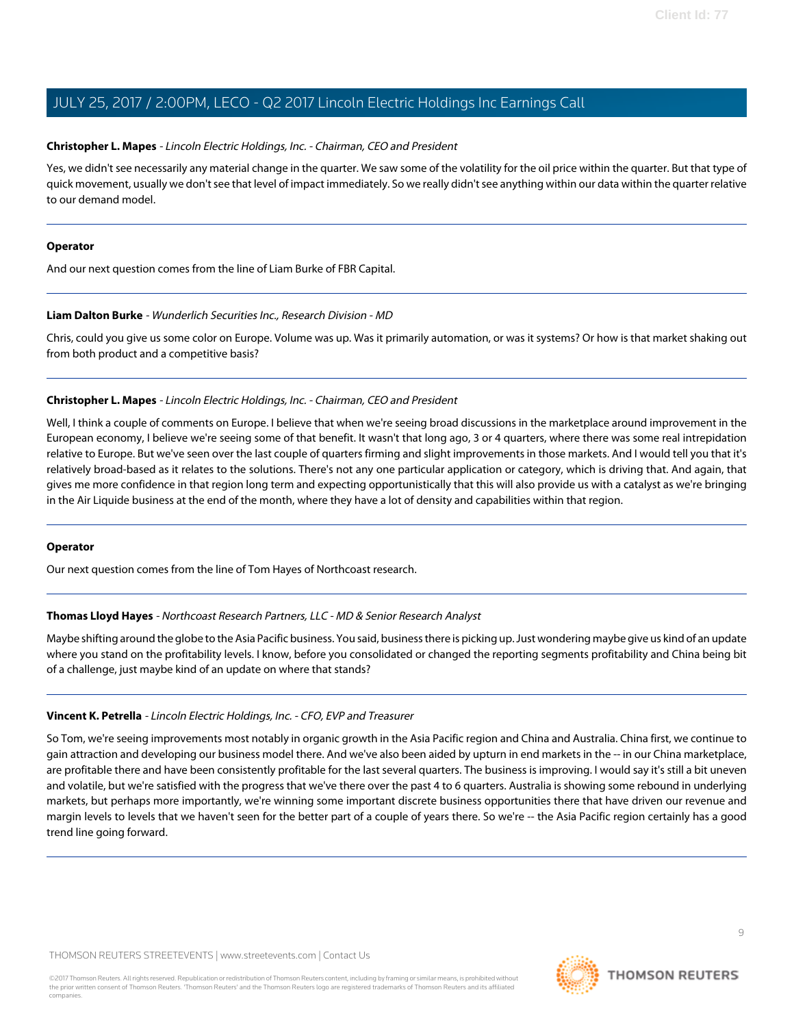**Christopher L. Mapes** - *Lincoln Electric Holdings, Inc. - Chairman, CEO and President*

Yes, we didn't see necessarily any material change in the quarter. We saw some of the volatility for the oil price within the quarter. But that type of quick movement, usually we don't see that level of impact immediately. So we really didn't see anything within our data within the quarter relative to our demand model.

---

**Operator**

And our next question comes from the line of Liam Burke of FBR Capital.

---

**Liam Dalton Burke** - *Wunderlich Securities Inc., Research Division - MD*

Chris, could you give us some color on Europe. Volume was up. Was it primarily automation, or was it systems? Or how is that market shaking out from both product and a competitive basis?

---

**Christopher L. Mapes** - *Lincoln Electric Holdings, Inc. - Chairman, CEO and President*

Well, I think a couple of comments on Europe. I believe that when we're seeing broad discussions in the marketplace around improvement in the European economy, I believe we're seeing some of that benefit. It wasn't that long ago, 3 or 4 quarters, where there was some real intrepidation relative to Europe. But we've seen over the last couple of quarters firming and slight improvements in those markets. And I would tell you that it's relatively broad-based as it relates to the solutions. There's not any one particular application or category, which is driving that. And again, that gives me more confidence in that region long term and expecting opportunistically that this will also provide us with a catalyst as we're bringing in the Air Liquide business at the end of the month, where they have a lot of density and capabilities within that region.

---

**Operator**

Our next question comes from the line of Tom Hayes of Northcoast research.

---

**Thomas Lloyd Hayes** - *Northcoast Research Partners, LLC - MD & Senior Research Analyst*

Maybe shifting around the globe to the Asia Pacific business. You said, business there is picking up. Just wondering maybe give us kind of an update where you stand on the profitability levels. I know, before you consolidated or changed the reporting segments profitability and China being bit of a challenge, just maybe kind of an update on where that stands?

---

**Vincent K. Petrella** - *Lincoln Electric Holdings, Inc. - CFO, EVP and Treasurer*

So Tom, we're seeing improvements most notably in organic growth in the Asia Pacific region and China and Australia. China first, we continue to gain attraction and developing our business model there. And we've also been aided by upturn in end markets in the -- in our China marketplace, are profitable there and have been consistently profitable for the last several quarters. The business is improving. I would say it's still a bit uneven and volatile, but we're satisfied with the progress that we've there over the past 4 to 6 quarters. Australia is showing some rebound in underlying markets, but perhaps more importantly, we're winning some important discrete business opportunities there that have driven our revenue and margin levels to levels that we haven't seen for the better part of a couple of years there. So we're -- the Asia Pacific region certainly has a good trend line going forward.

---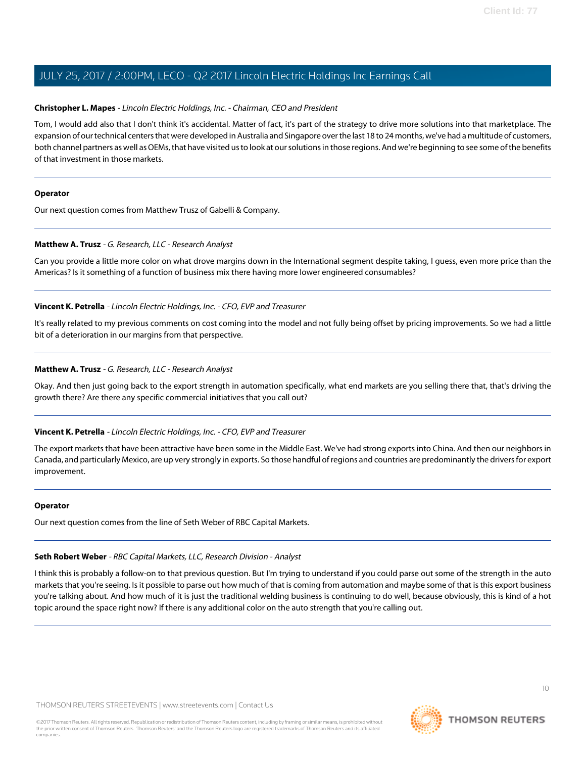**Christopher L. Mapes** - *Lincoln Electric Holdings, Inc. - Chairman, CEO and President*

Tom, I would add also that I don't think it's accidental. Matter of fact, it's part of the strategy to drive more solutions into that marketplace. The expansion of our technical centers that were developed in Australia and Singapore over the last 18 to 24 months, we've had a multitude of customers, both channel partners as well as OEMs, that have visited us to look at our solutions in those regions. And we're beginning to see some of the benefits of that investment in those markets.

---

**Operator**

Our next question comes from Matthew Trusz of Gabelli & Company.

---

**Matthew A. Trusz** - *G. Research, LLC - Research Analyst*

Can you provide a little more color on what drove margins down in the International segment despite taking, I guess, even more price than the Americas? Is it something of a function of business mix there having more lower engineered consumables?

---

**Vincent K. Petrella** - *Lincoln Electric Holdings, Inc. - CFO, EVP and Treasurer*

It's really related to my previous comments on cost coming into the model and not fully being offset by pricing improvements. So we had a little bit of a deterioration in our margins from that perspective.

---

**Matthew A. Trusz** - *G. Research, LLC - Research Analyst*

Okay. And then just going back to the export strength in automation specifically, what end markets are you selling there that, that's driving the growth there? Are there any specific commercial initiatives that you call out?

---

**Vincent K. Petrella** - *Lincoln Electric Holdings, Inc. - CFO, EVP and Treasurer*

The export markets that have been attractive have been some in the Middle East. We've had strong exports into China. And then our neighbors in Canada, and particularly Mexico, are up very strongly in exports. So those handful of regions and countries are predominantly the drivers for export improvement.

---

**Operator**

Our next question comes from the line of Seth Weber of RBC Capital Markets.

---

**Seth Robert Weber** - *RBC Capital Markets, LLC, Research Division - Analyst*

I think this is probably a follow-on to that previous question. But I'm trying to understand if you could parse out some of the strength in the auto markets that you're seeing. Is it possible to parse out how much of that is coming from automation and maybe some of that is this export business you're talking about. And how much of it is just the traditional welding business is continuing to do well, because obviously, this is kind of a hot topic around the space right now? If there is any additional color on the auto strength that you're calling out.

---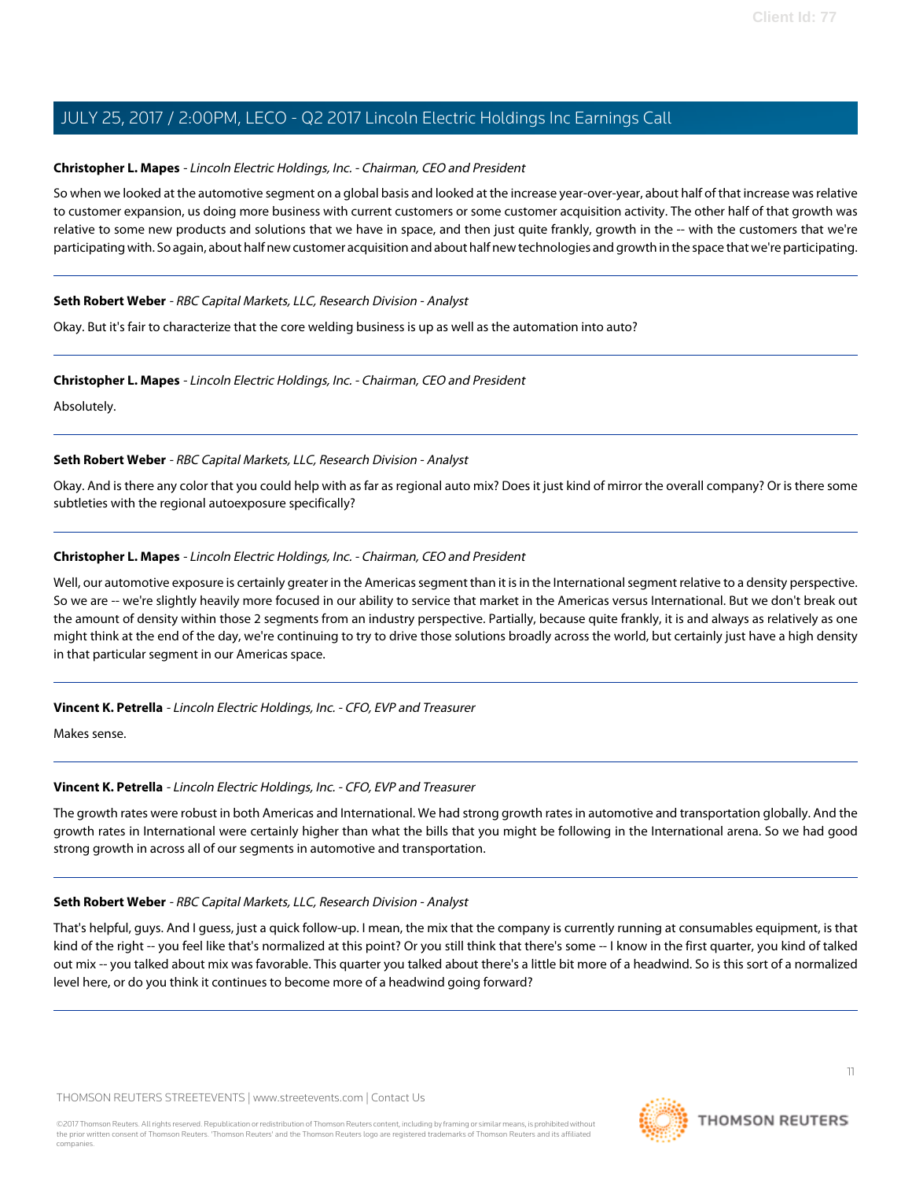**Christopher L. Mapes** - *Lincoln Electric Holdings, Inc. - Chairman, CEO and President*

So when we looked at the automotive segment on a global basis and looked at the increase year-over-year, about half of that increase was relative to customer expansion, us doing more business with current customers or some customer acquisition activity. The other half of that growth was relative to some new products and solutions that we have in space, and then just quite frankly, growth in the -- with the customers that we're participating with. So again, about half new customer acquisition and about half new technologies and growth in the space that we're participating.

---

**Seth Robert Weber** - *RBC Capital Markets, LLC, Research Division - Analyst*

Okay. But it's fair to characterize that the core welding business is up as well as the automation into auto?

---

**Christopher L. Mapes** - *Lincoln Electric Holdings, Inc. - Chairman, CEO and President*

Absolutely.

---

**Seth Robert Weber** - *RBC Capital Markets, LLC, Research Division - Analyst*

Okay. And is there any color that you could help with as far as regional auto mix? Does it just kind of mirror the overall company? Or is there some subtleties with the regional autoexposure specifically?

---

**Christopher L. Mapes** - *Lincoln Electric Holdings, Inc. - Chairman, CEO and President*

Well, our automotive exposure is certainly greater in the Americas segment than it is in the International segment relative to a density perspective. So we are -- we're slightly heavily more focused in our ability to service that market in the Americas versus International. But we don't break out the amount of density within those 2 segments from an industry perspective. Partially, because quite frankly, it is and always as relatively as one might think at the end of the day, we're continuing to try to drive those solutions broadly across the world, but certainly just have a high density in that particular segment in our Americas space.

---

**Vincent K. Petrella** - *Lincoln Electric Holdings, Inc. - CFO, EVP and Treasurer*

Makes sense.

---

**Vincent K. Petrella** - *Lincoln Electric Holdings, Inc. - CFO, EVP and Treasurer*

The growth rates were robust in both Americas and International. We had strong growth rates in automotive and transportation globally. And the growth rates in International were certainly higher than what the bills that you might be following in the International arena. So we had good strong growth in across all of our segments in automotive and transportation.

---

**Seth Robert Weber** - *RBC Capital Markets, LLC, Research Division - Analyst*

That's helpful, guys. And I guess, just a quick follow-up. I mean, the mix that the company is currently running at consumables equipment, is that kind of the right -- you feel like that's normalized at this point? Or you still think that there's some -- I know in the first quarter, you kind of talked out mix -- you talked about mix was favorable. This quarter you talked about there's a little bit more of a headwind. So is this sort of a normalized level here, or do you think it continues to become more of a headwind going forward?

---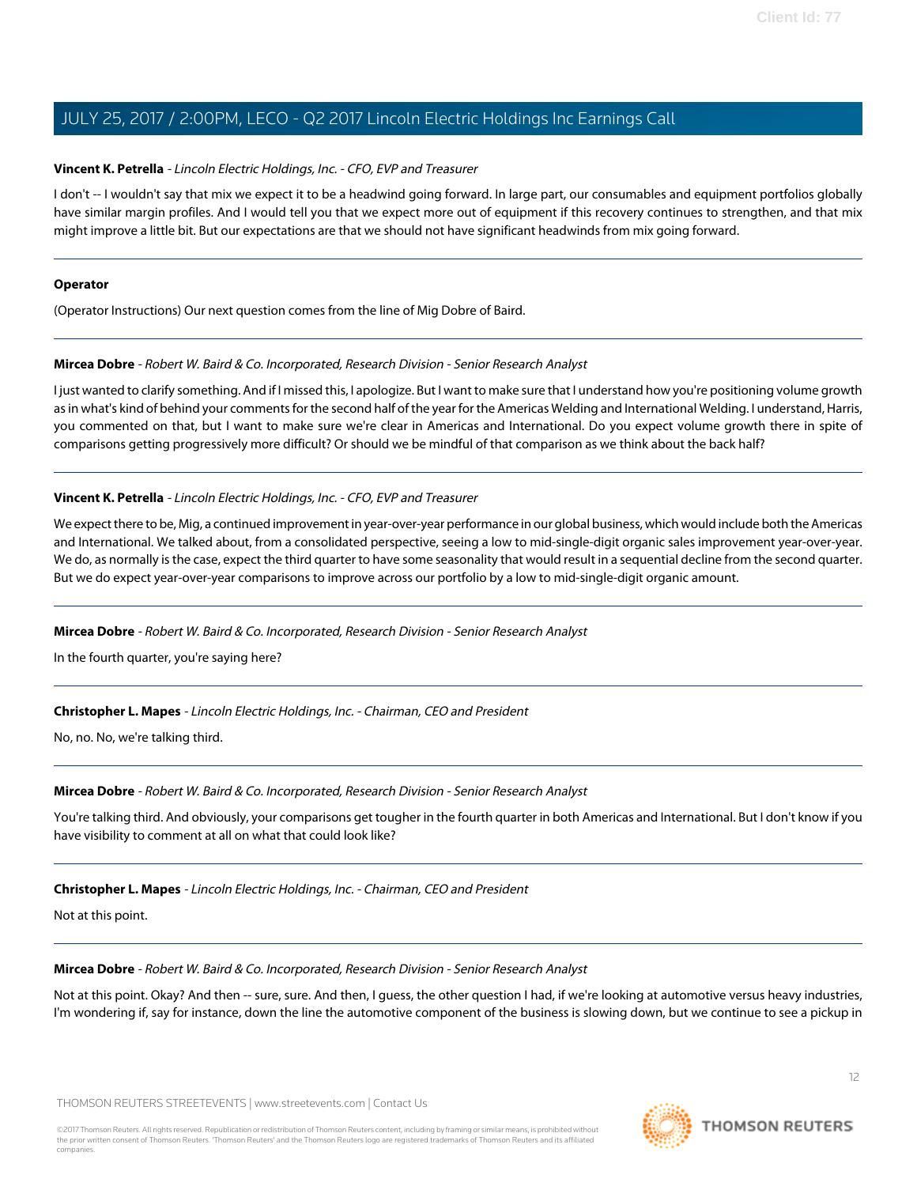**Vincent K. Petrella** - *Lincoln Electric Holdings, Inc. - CFO, EVP and Treasurer*

I don't -- I wouldn't say that mix we expect it to be a headwind going forward. In large part, our consumables and equipment portfolios globally have similar margin profiles. And I would tell you that we expect more out of equipment if this recovery continues to strengthen, and that mix might improve a little bit. But our expectations are that we should not have significant headwinds from mix going forward.

---

**Operator**

(Operator Instructions) Our next question comes from the line of Mig Dobre of Baird.

---

**Mircea Dobre** - *Robert W. Baird & Co. Incorporated, Research Division - Senior Research Analyst*

I just wanted to clarify something. And if I missed this, I apologize. But I want to make sure that I understand how you're positioning volume growth as in what's kind of behind your comments for the second half of the year for the Americas Welding and International Welding. I understand, Harris, you commented on that, but I want to make sure we're clear in Americas and International. Do you expect volume growth there in spite of comparisons getting progressively more difficult? Or should we be mindful of that comparison as we think about the back half?

---

**Vincent K. Petrella** - *Lincoln Electric Holdings, Inc. - CFO, EVP and Treasurer*

We expect there to be, Mig, a continued improvement in year-over-year performance in our global business, which would include both the Americas and International. We talked about, from a consolidated perspective, seeing a low to mid-single-digit organic sales improvement year-over-year. We do, as normally is the case, expect the third quarter to have some seasonality that would result in a sequential decline from the second quarter. But we do expect year-over-year comparisons to improve across our portfolio by a low to mid-single-digit organic amount.

---

**Mircea Dobre** - *Robert W. Baird & Co. Incorporated, Research Division - Senior Research Analyst*

In the fourth quarter, you're saying here?

---

**Christopher L. Mapes** - *Lincoln Electric Holdings, Inc. - Chairman, CEO and President*

No, no. No, we're talking third.

---

**Mircea Dobre** - *Robert W. Baird & Co. Incorporated, Research Division - Senior Research Analyst*

You're talking third. And obviously, your comparisons get tougher in the fourth quarter in both Americas and International. But I don't know if you have visibility to comment at all on what that could look like?

---

**Christopher L. Mapes** - *Lincoln Electric Holdings, Inc. - Chairman, CEO and President*

Not at this point.

---

**Mircea Dobre** - *Robert W. Baird & Co. Incorporated, Research Division - Senior Research Analyst*

Not at this point. Okay? And then -- sure, sure. And then, I guess, the other question I had, if we're looking at automotive versus heavy industries, I'm wondering if, say for instance, down the line the automotive component of the business is slowing down, but we continue to see a pickup in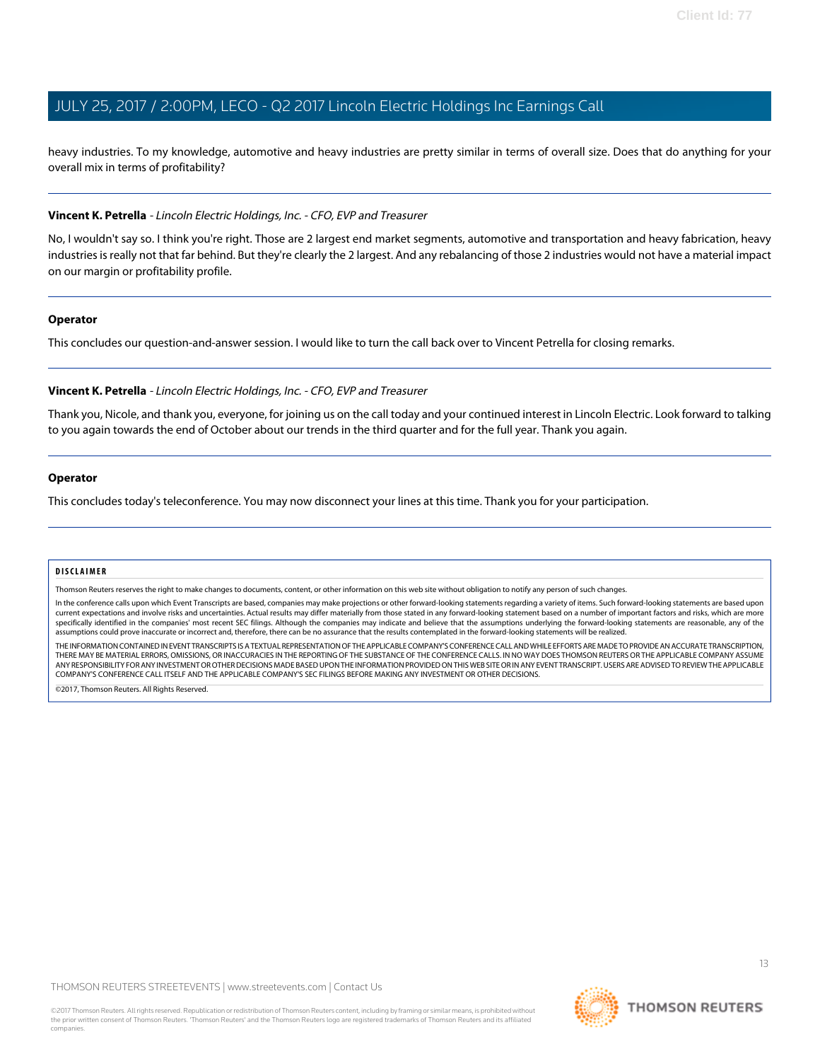heavy industries. To my knowledge, automotive and heavy industries are pretty similar in terms of overall size. Does that do anything for your overall mix in terms of profitability?

---

**Vincent K. Petrella** - *Lincoln Electric Holdings, Inc. - CFO, EVP and Treasurer*

No, I wouldn't say so. I think you're right. Those are 2 largest end market segments, automotive and transportation and heavy fabrication, heavy industries is really not that far behind. But they're clearly the 2 largest. And any rebalancing of those 2 industries would not have a material impact on our margin or profitability profile.

---

**Operator**

This concludes our question-and-answer session. I would like to turn the call back over to Vincent Petrella for closing remarks.

---

**Vincent K. Petrella** - *Lincoln Electric Holdings, Inc. - CFO, EVP and Treasurer*

Thank you, Nicole, and thank you, everyone, for joining us on the call today and your continued interest in Lincoln Electric. Look forward to talking to you again towards the end of October about our trends in the third quarter and for the full year. Thank you again.

---

**Operator**

This concludes today's teleconference. You may now disconnect your lines at this time. Thank you for your participation.

---

**DISCLAIMER**

Thomson Reuters reserves the right to make changes to documents, content, or other information on this web site without obligation to notify any person of such changes.

In the conference calls upon which Event Transcripts are based, companies may make projections or other forward-looking statements regarding a variety of items. Such forward-looking statements are based upon current expectations and involve risks and uncertainties. Actual results may differ materially from those stated in any forward-looking statement based on a number of important factors and risks, which are more specifically identified in the companies' most recent SEC filings. Although the companies may indicate and believe that the assumptions underlying the forward-looking statements are reasonable, any of the assumptions could prove inaccurate or incorrect and, therefore, there can be no assurance that the results contemplated in the forward-looking statements will be realized.

THE INFORMATION CONTAINED IN EVENT TRANSCRIPTS IS A TEXTUAL REPRESENTATION OF THE APPLICABLE COMPANY'S CONFERENCE CALL AND WHILE EFFORTS ARE MADE TO PROVIDE AN ACCURATE TRANSCRIPTION, THERE MAY BE MATERIAL ERRORS, OMISSIONS, OR INACCURACIES IN THE REPORTING OF THE SUBSTANCE OF THE CONFERENCE CALLS. IN NO WAY DOES THOMSON REUTERS OR THE APPLICABLE COMPANY ASSUME ANY RESPONSIBILITY FOR ANY INVESTMENT OR OTHER DECISIONS MADE BASED UPON THE INFORMATION PROVIDED ON THIS WEB SITE OR IN ANY EVENT TRANSCRIPT. USERS ARE ADVISED TO REVIEW THE APPLICABLE COMPANY'S CONFERENCE CALL ITSELF AND THE APPLICABLE COMPANY'S SEC FILINGS BEFORE MAKING ANY INVESTMENT OR OTHER DECISIONS.

©2017, Thomson Reuters. All Rights Reserved.